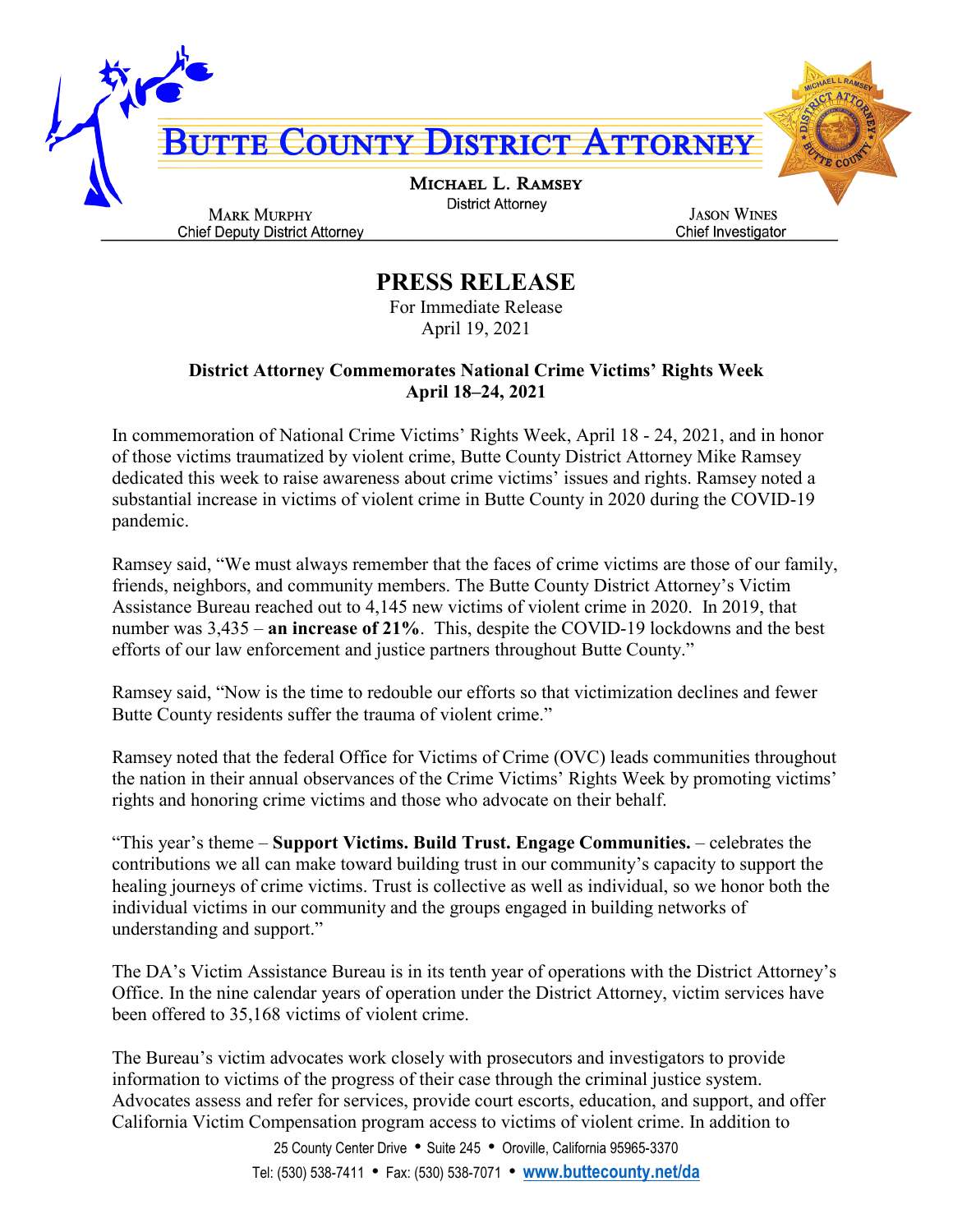# BUTTE COUNTY DISTRICT ATTORNEY

**MICHAEL L. RAMSEY**
District Attorney

**MARK MURPHY**
Chief Deputy District Attorney

**JASON WINES**
Chief Investigator

## PRESS RELEASE

For Immediate Release
April 19, 2021

### District Attorney Commemorates National Crime Victims' Rights Week April 18–24, 2021

In commemoration of National Crime Victims' Rights Week, April 18 - 24, 2021, and in honor of those victims traumatized by violent crime, Butte County District Attorney Mike Ramsey dedicated this week to raise awareness about crime victims' issues and rights. Ramsey noted a substantial increase in victims of violent crime in Butte County in 2020 during the COVID-19 pandemic.

Ramsey said, "We must always remember that the faces of crime victims are those of our family, friends, neighbors, and community members. The Butte County District Attorney's Victim Assistance Bureau reached out to 4,145 new victims of violent crime in 2020. In 2019, that number was 3,435 – **an increase of 21%**. This, despite the COVID-19 lockdowns and the best efforts of our law enforcement and justice partners throughout Butte County."

Ramsey said, "Now is the time to redouble our efforts so that victimization declines and fewer Butte County residents suffer the trauma of violent crime."

Ramsey noted that the federal Office for Victims of Crime (OVC) leads communities throughout the nation in their annual observances of the Crime Victims' Rights Week by promoting victims' rights and honoring crime victims and those who advocate on their behalf.

"This year's theme – **Support Victims. Build Trust. Engage Communities.** – celebrates the contributions we all can make toward building trust in our community's capacity to support the healing journeys of crime victims. Trust is collective as well as individual, so we honor both the individual victims in our community and the groups engaged in building networks of understanding and support."

The DA's Victim Assistance Bureau is in its tenth year of operations with the District Attorney's Office. In the nine calendar years of operation under the District Attorney, victim services have been offered to 35,168 victims of violent crime.

The Bureau's victim advocates work closely with prosecutors and investigators to provide information to victims of the progress of their case through the criminal justice system. Advocates assess and refer for services, provide court escorts, education, and support, and offer California Victim Compensation program access to victims of violent crime. In addition to

25 County Center Drive • Suite 245 • Oroville, California 95965-3370
Tel: (530) 538-7411 • Fax: (530) 538-7071 • www.buttecounty.net/da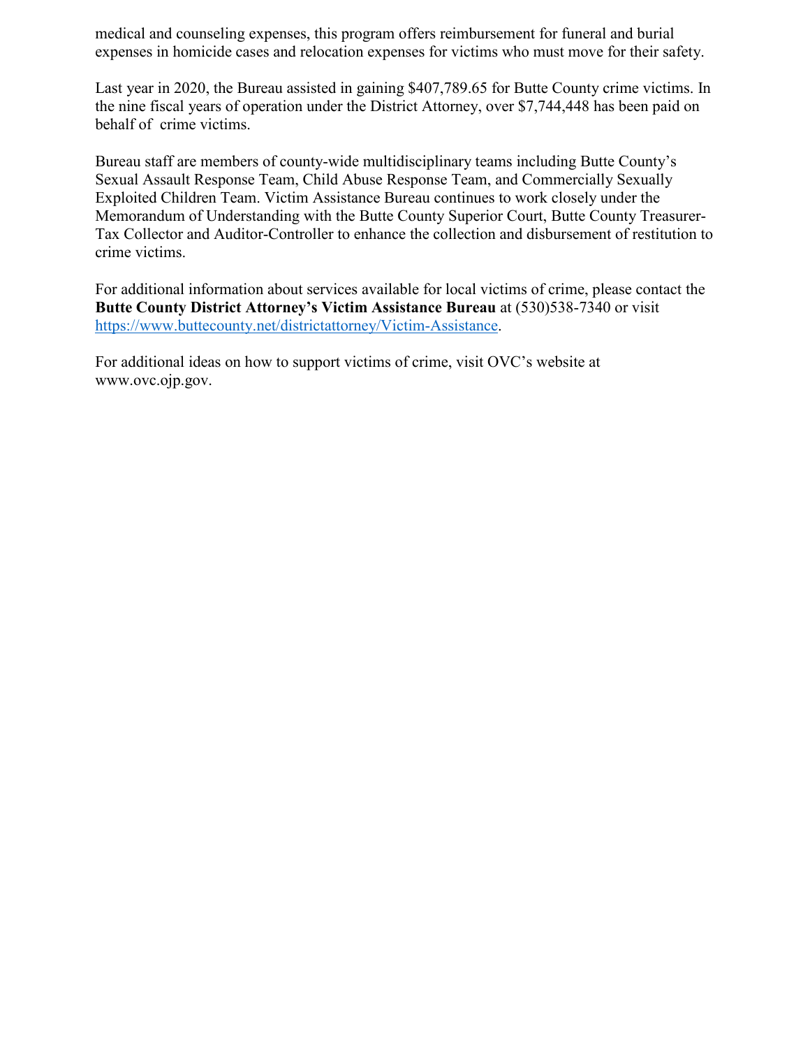medical and counseling expenses, this program offers reimbursement for funeral and burial expenses in homicide cases and relocation expenses for victims who must move for their safety.

Last year in 2020, the Bureau assisted in gaining $407,789.65 for Butte County crime victims. In the nine fiscal years of operation under the District Attorney, over $7,744,448 has been paid on behalf of crime victims.

Bureau staff are members of county-wide multidisciplinary teams including Butte County's Sexual Assault Response Team, Child Abuse Response Team, and Commercially Sexually Exploited Children Team. Victim Assistance Bureau continues to work closely under the Memorandum of Understanding with the Butte County Superior Court, Butte County Treasurer-Tax Collector and Auditor-Controller to enhance the collection and disbursement of restitution to crime victims.

For additional information about services available for local victims of crime, please contact the **Butte County District Attorney's Victim Assistance Bureau** at (530)538-7340 or visit [https://www.buttecounty.net/districtattorney/Victim-Assistance](https://www.buttecounty.net/districtattorney/Victim-Assistance).

For additional ideas on how to support victims of crime, visit OVC's website at www.ovc.ojp.gov.